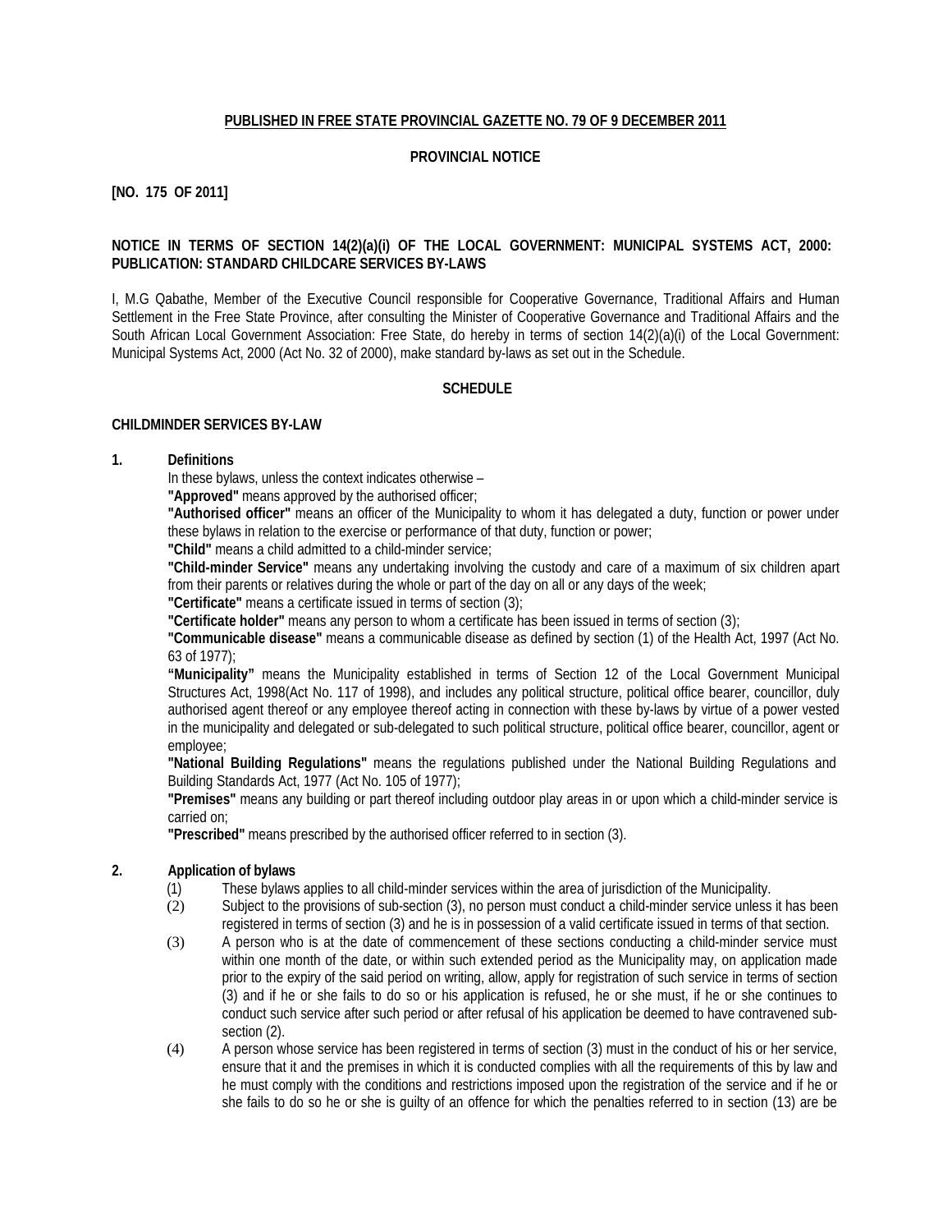**PUBLISHED IN FREE STATE PROVINCIAL GAZETTE NO. 79 OF 9 DECEMBER 2011**

**PROVINCIAL NOTICE**

**[NO. 175 OF 2011]**

**NOTICE IN TERMS OF SECTION 14(2)(a)(i) OF THE LOCAL GOVERNMENT: MUNICIPAL SYSTEMS ACT, 2000: PUBLICATION: STANDARD CHILDCARE SERVICES BY-LAWS**

I, M.G Qabathe, Member of the Executive Council responsible for Cooperative Governance, Traditional Affairs and Human Settlement in the Free State Province, after consulting the Minister of Cooperative Governance and Traditional Affairs and the South African Local Government Association: Free State, do hereby in terms of section 14(2)(a)(i) of the Local Government: Municipal Systems Act, 2000 (Act No. 32 of 2000), make standard by-laws as set out in the Schedule.

**SCHEDULE**

**CHILDMINDER SERVICES BY-LAW**

**1. Definitions**

In these bylaws, unless the context indicates otherwise –

**"Approved"** means approved by the authorised officer;

**"Authorised officer"** means an officer of the Municipality to whom it has delegated a duty, function or power under these bylaws in relation to the exercise or performance of that duty, function or power;

**"Child"** means a child admitted to a child-minder service;

**"Child-minder Service"** means any undertaking involving the custody and care of a maximum of six children apart from their parents or relatives during the whole or part of the day on all or any days of the week;

**"Certificate"** means a certificate issued in terms of section (3);

**"Certificate holder"** means any person to whom a certificate has been issued in terms of section (3);

**"Communicable disease"** means a communicable disease as defined by section (1) of the Health Act, 1997 (Act No. 63 of 1977);

**"Municipality"** means the Municipality established in terms of Section 12 of the Local Government Municipal Structures Act, 1998(Act No. 117 of 1998), and includes any political structure, political office bearer, councillor, duly authorised agent thereof or any employee thereof acting in connection with these by-laws by virtue of a power vested in the municipality and delegated or sub-delegated to such political structure, political office bearer, councillor, agent or employee;

**"National Building Regulations"** means the regulations published under the National Building Regulations and Building Standards Act, 1977 (Act No. 105 of 1977);

**"Premises"** means any building or part thereof including outdoor play areas in or upon which a child-minder service is carried on;

**"Prescribed"** means prescribed by the authorised officer referred to in section (3).

**2. Application of bylaws**

(1) These bylaws applies to all child-minder services within the area of jurisdiction of the Municipality.

(2) Subject to the provisions of sub-section (3), no person must conduct a child-minder service unless it has been registered in terms of section (3) and he is in possession of a valid certificate issued in terms of that section.

(3) A person who is at the date of commencement of these sections conducting a child-minder service must within one month of the date, or within such extended period as the Municipality may, on application made prior to the expiry of the said period on writing, allow, apply for registration of such service in terms of section (3) and if he or she fails to do so or his application is refused, he or she must, if he or she continues to conduct such service after such period or after refusal of his application be deemed to have contravened sub-section (2).

(4) A person whose service has been registered in terms of section (3) must in the conduct of his or her service, ensure that it and the premises in which it is conducted complies with all the requirements of this by law and he must comply with the conditions and restrictions imposed upon the registration of the service and if he or she fails to do so he or she is guilty of an offence for which the penalties referred to in section (13) are be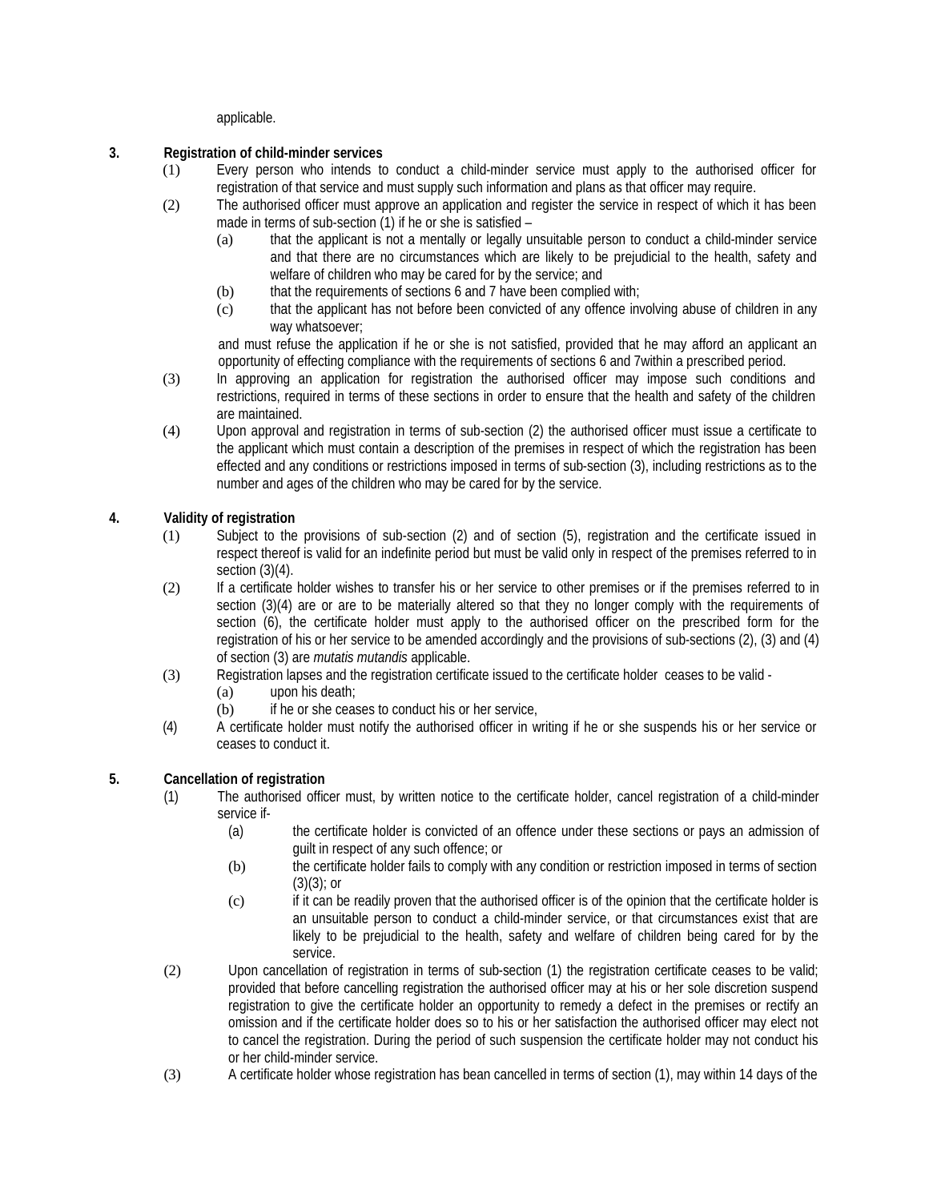applicable.

**3. Registration of child-minder services**

(1) Every person who intends to conduct a child-minder service must apply to the authorised officer for registration of that service and must supply such information and plans as that officer may require.

(2) The authorised officer must approve an application and register the service in respect of which it has been made in terms of sub-section (1) if he or she is satisfied –

(a) that the applicant is not a mentally or legally unsuitable person to conduct a child-minder service and that there are no circumstances which are likely to be prejudicial to the health, safety and welfare of children who may be cared for by the service; and

(b) that the requirements of sections 6 and 7 have been complied with;

(c) that the applicant has not before been convicted of any offence involving abuse of children in any way whatsoever;

and must refuse the application if he or she is not satisfied, provided that he may afford an applicant an opportunity of effecting compliance with the requirements of sections 6 and 7within a prescribed period.

(3) In approving an application for registration the authorised officer may impose such conditions and restrictions, required in terms of these sections in order to ensure that the health and safety of the children are maintained.

(4) Upon approval and registration in terms of sub-section (2) the authorised officer must issue a certificate to the applicant which must contain a description of the premises in respect of which the registration has been effected and any conditions or restrictions imposed in terms of sub-section (3), including restrictions as to the number and ages of the children who may be cared for by the service.

**4. Validity of registration**

(1) Subject to the provisions of sub-section (2) and of section (5), registration and the certificate issued in respect thereof is valid for an indefinite period but must be valid only in respect of the premises referred to in section (3)(4).

(2) If a certificate holder wishes to transfer his or her service to other premises or if the premises referred to in section (3)(4) are or are to be materially altered so that they no longer comply with the requirements of section (6), the certificate holder must apply to the authorised officer on the prescribed form for the registration of his or her service to be amended accordingly and the provisions of sub-sections (2), (3) and (4) of section (3) are *mutatis mutandis* applicable.

(3) Registration lapses and the registration certificate issued to the certificate holder ceases to be valid -

(a) upon his death;

(b) if he or she ceases to conduct his or her service,

(4) A certificate holder must notify the authorised officer in writing if he or she suspends his or her service or ceases to conduct it.

**5. Cancellation of registration**

(1) The authorised officer must, by written notice to the certificate holder, cancel registration of a child-minder service if-

(a) the certificate holder is convicted of an offence under these sections or pays an admission of guilt in respect of any such offence; or

(b) the certificate holder fails to comply with any condition or restriction imposed in terms of section (3)(3); or

(c) if it can be readily proven that the authorised officer is of the opinion that the certificate holder is an unsuitable person to conduct a child-minder service, or that circumstances exist that are likely to be prejudicial to the health, safety and welfare of children being cared for by the service.

(2) Upon cancellation of registration in terms of sub-section (1) the registration certificate ceases to be valid; provided that before cancelling registration the authorised officer may at his or her sole discretion suspend registration to give the certificate holder an opportunity to remedy a defect in the premises or rectify an omission and if the certificate holder does so to his or her satisfaction the authorised officer may elect not to cancel the registration. During the period of such suspension the certificate holder may not conduct his or her child-minder service.

(3) A certificate holder whose registration has bean cancelled in terms of section (1), may within 14 days of the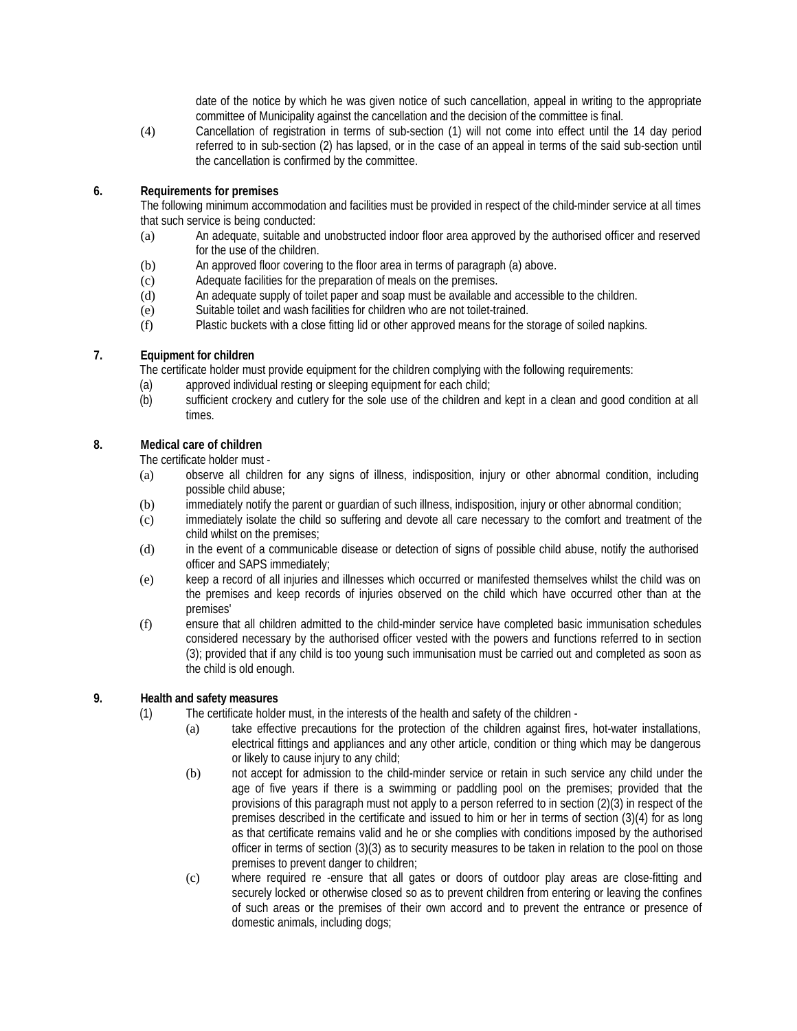date of the notice by which he was given notice of such cancellation, appeal in writing to the appropriate committee of Municipality against the cancellation and the decision of the committee is final.

(4) Cancellation of registration in terms of sub-section (1) will not come into effect until the 14 day period referred to in sub-section (2) has lapsed, or in the case of an appeal in terms of the said sub-section until the cancellation is confirmed by the committee.

**6. Requirements for premises**

The following minimum accommodation and facilities must be provided in respect of the child-minder service at all times that such service is being conducted:

(a) An adequate, suitable and unobstructed indoor floor area approved by the authorised officer and reserved for the use of the children.

(b) An approved floor covering to the floor area in terms of paragraph (a) above.

(c) Adequate facilities for the preparation of meals on the premises.

(d) An adequate supply of toilet paper and soap must be available and accessible to the children.

(e) Suitable toilet and wash facilities for children who are not toilet-trained.

(f) Plastic buckets with a close fitting lid or other approved means for the storage of soiled napkins.

**7. Equipment for children**

The certificate holder must provide equipment for the children complying with the following requirements:

(a) approved individual resting or sleeping equipment for each child;

(b) sufficient crockery and cutlery for the sole use of the children and kept in a clean and good condition at all times.

**8. Medical care of children**

The certificate holder must -

(a) observe all children for any signs of illness, indisposition, injury or other abnormal condition, including possible child abuse;

(b) immediately notify the parent or guardian of such illness, indisposition, injury or other abnormal condition;

(c) immediately isolate the child so suffering and devote all care necessary to the comfort and treatment of the child whilst on the premises;

(d) in the event of a communicable disease or detection of signs of possible child abuse, notify the authorised officer and SAPS immediately;

(e) keep a record of all injuries and illnesses which occurred or manifested themselves whilst the child was on the premises and keep records of injuries observed on the child which have occurred other than at the premises'

(f) ensure that all children admitted to the child-minder service have completed basic immunisation schedules considered necessary by the authorised officer vested with the powers and functions referred to in section (3); provided that if any child is too young such immunisation must be carried out and completed as soon as the child is old enough.

**9. Health and safety measures**

(1) The certificate holder must, in the interests of the health and safety of the children -

(a) take effective precautions for the protection of the children against fires, hot-water installations, electrical fittings and appliances and any other article, condition or thing which may be dangerous or likely to cause injury to any child;

(b) not accept for admission to the child-minder service or retain in such service any child under the age of five years if there is a swimming or paddling pool on the premises; provided that the provisions of this paragraph must not apply to a person referred to in section (2)(3) in respect of the premises described in the certificate and issued to him or her in terms of section (3)(4) for as long as that certificate remains valid and he or she complies with conditions imposed by the authorised officer in terms of section (3)(3) as to security measures to be taken in relation to the pool on those premises to prevent danger to children;

(c) where required re -ensure that all gates or doors of outdoor play areas are close-fitting and securely locked or otherwise closed so as to prevent children from entering or leaving the confines of such areas or the premises of their own accord and to prevent the entrance or presence of domestic animals, including dogs;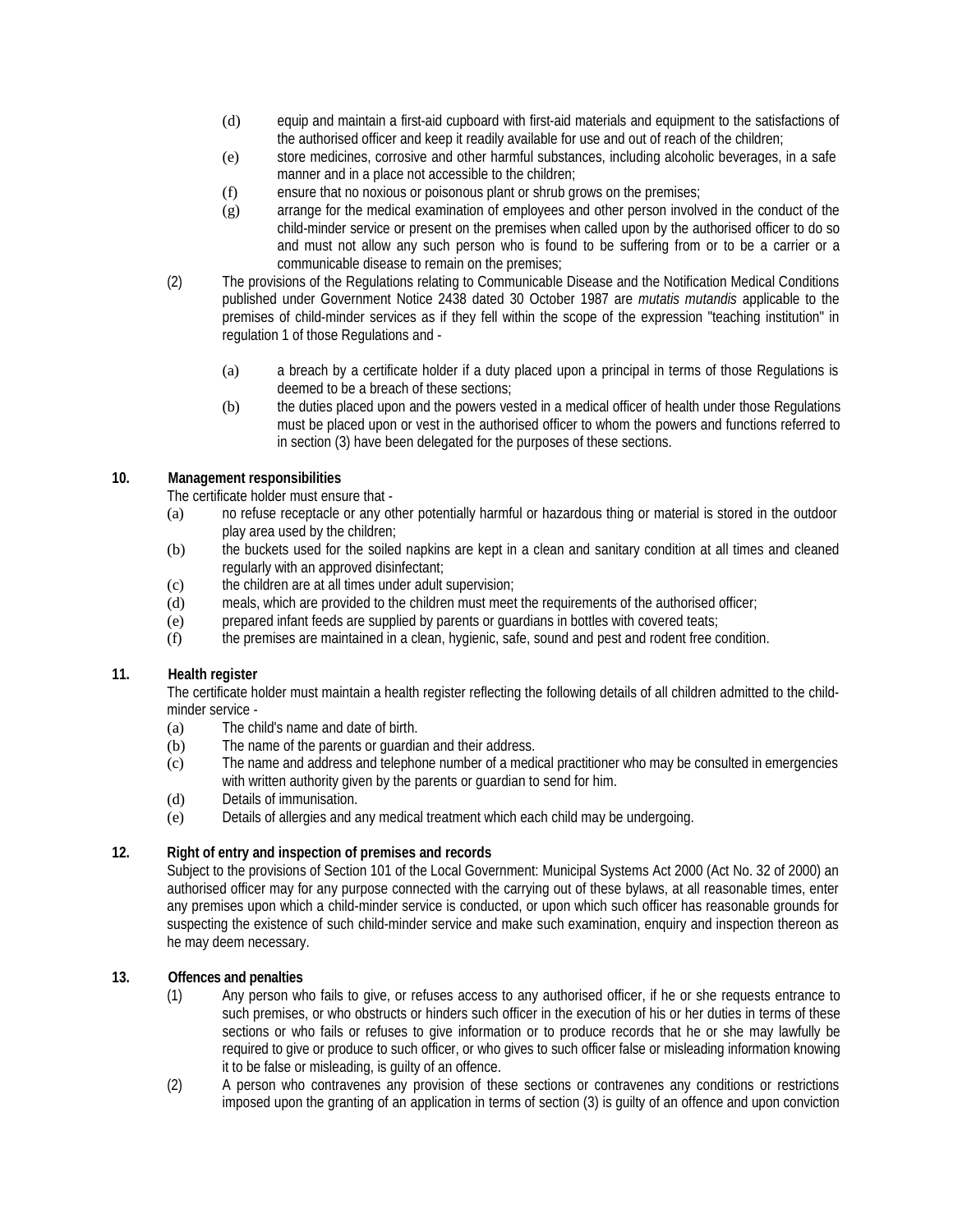(d) equip and maintain a first-aid cupboard with first-aid materials and equipment to the satisfactions of the authorised officer and keep it readily available for use and out of reach of the children;

(e) store medicines, corrosive and other harmful substances, including alcoholic beverages, in a safe manner and in a place not accessible to the children;

(f) ensure that no noxious or poisonous plant or shrub grows on the premises;

(g) arrange for the medical examination of employees and other person involved in the conduct of the child-minder service or present on the premises when called upon by the authorised officer to do so and must not allow any such person who is found to be suffering from or to be a carrier or a communicable disease to remain on the premises;

(2) The provisions of the Regulations relating to Communicable Disease and the Notification Medical Conditions published under Government Notice 2438 dated 30 October 1987 are *mutatis mutandis* applicable to the premises of child-minder services as if they fell within the scope of the expression "teaching institution" in regulation 1 of those Regulations and -

(a) a breach by a certificate holder if a duty placed upon a principal in terms of those Regulations is deemed to be a breach of these sections;

(b) the duties placed upon and the powers vested in a medical officer of health under those Regulations must be placed upon or vest in the authorised officer to whom the powers and functions referred to in section (3) have been delegated for the purposes of these sections.

**10. Management responsibilities**

The certificate holder must ensure that -

(a) no refuse receptacle or any other potentially harmful or hazardous thing or material is stored in the outdoor play area used by the children;

(b) the buckets used for the soiled napkins are kept in a clean and sanitary condition at all times and cleaned regularly with an approved disinfectant;

(c) the children are at all times under adult supervision;

(d) meals, which are provided to the children must meet the requirements of the authorised officer;

(e) prepared infant feeds are supplied by parents or guardians in bottles with covered teats;

(f) the premises are maintained in a clean, hygienic, safe, sound and pest and rodent free condition.

**11. Health register**

The certificate holder must maintain a health register reflecting the following details of all children admitted to the child-minder service -

(a) The child's name and date of birth.

(b) The name of the parents or guardian and their address.

(c) The name and address and telephone number of a medical practitioner who may be consulted in emergencies with written authority given by the parents or guardian to send for him.

(d) Details of immunisation.

(e) Details of allergies and any medical treatment which each child may be undergoing.

**12. Right of entry and inspection of premises and records**

Subject to the provisions of Section 101 of the Local Government: Municipal Systems Act 2000 (Act No. 32 of 2000) an authorised officer may for any purpose connected with the carrying out of these bylaws, at all reasonable times, enter any premises upon which a child-minder service is conducted, or upon which such officer has reasonable grounds for suspecting the existence of such child-minder service and make such examination, enquiry and inspection thereon as he may deem necessary.

**13. Offences and penalties**

(1) Any person who fails to give, or refuses access to any authorised officer, if he or she requests entrance to such premises, or who obstructs or hinders such officer in the execution of his or her duties in terms of these sections or who fails or refuses to give information or to produce records that he or she may lawfully be required to give or produce to such officer, or who gives to such officer false or misleading information knowing it to be false or misleading, is guilty of an offence.

(2) A person who contravenes any provision of these sections or contravenes any conditions or restrictions imposed upon the granting of an application in terms of section (3) is guilty of an offence and upon conviction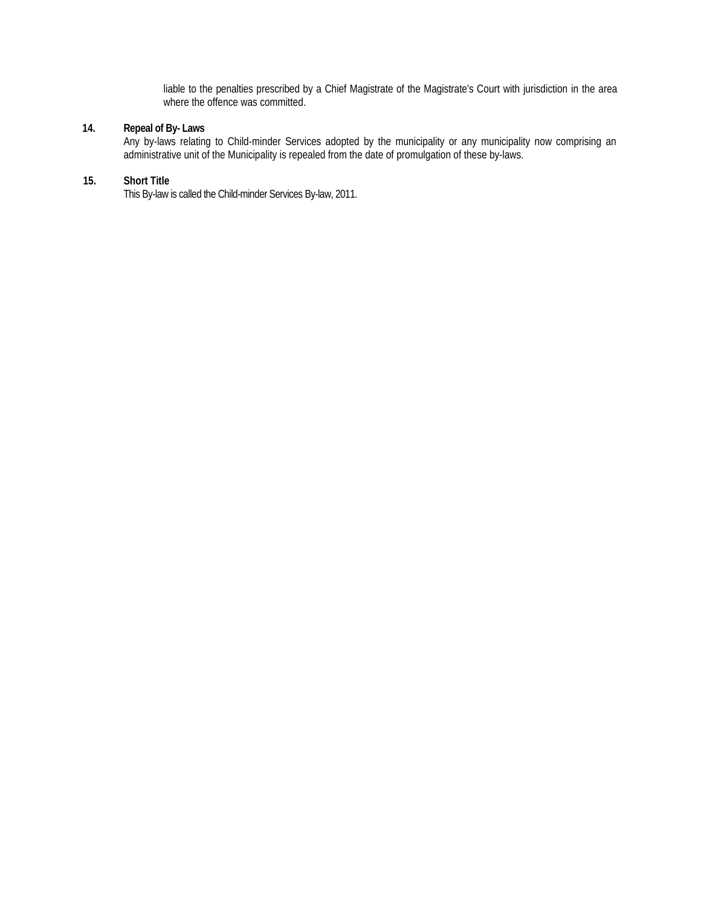liable to the penalties prescribed by a Chief Magistrate of the Magistrate's Court with jurisdiction in the area where the offence was committed.

**14. Repeal of By- Laws**

Any by-laws relating to Child-minder Services adopted by the municipality or any municipality now comprising an administrative unit of the Municipality is repealed from the date of promulgation of these by-laws.

**15. Short Title**

This By-law is called the Child-minder Services By-law, 2011.